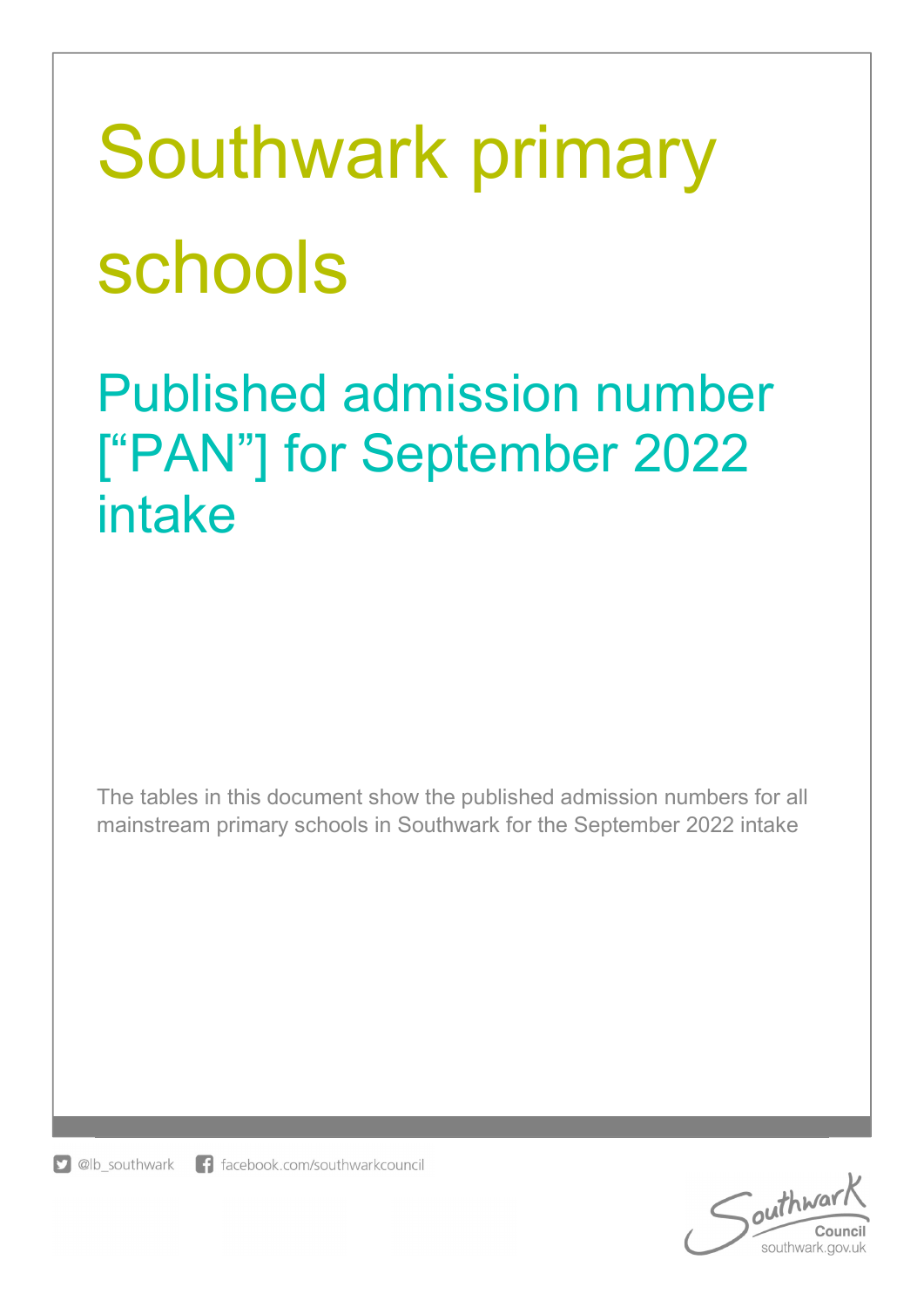# Southwark primary schools

## Published admission number ["PAN"] for September 2022 intake

The tables in this document show the published admission numbers for all mainstream primary schools in Southwark for the September 2022 intake

@lb_southwark facebook.com/southwarkcouncil

Southwark Council
southwark.gov.uk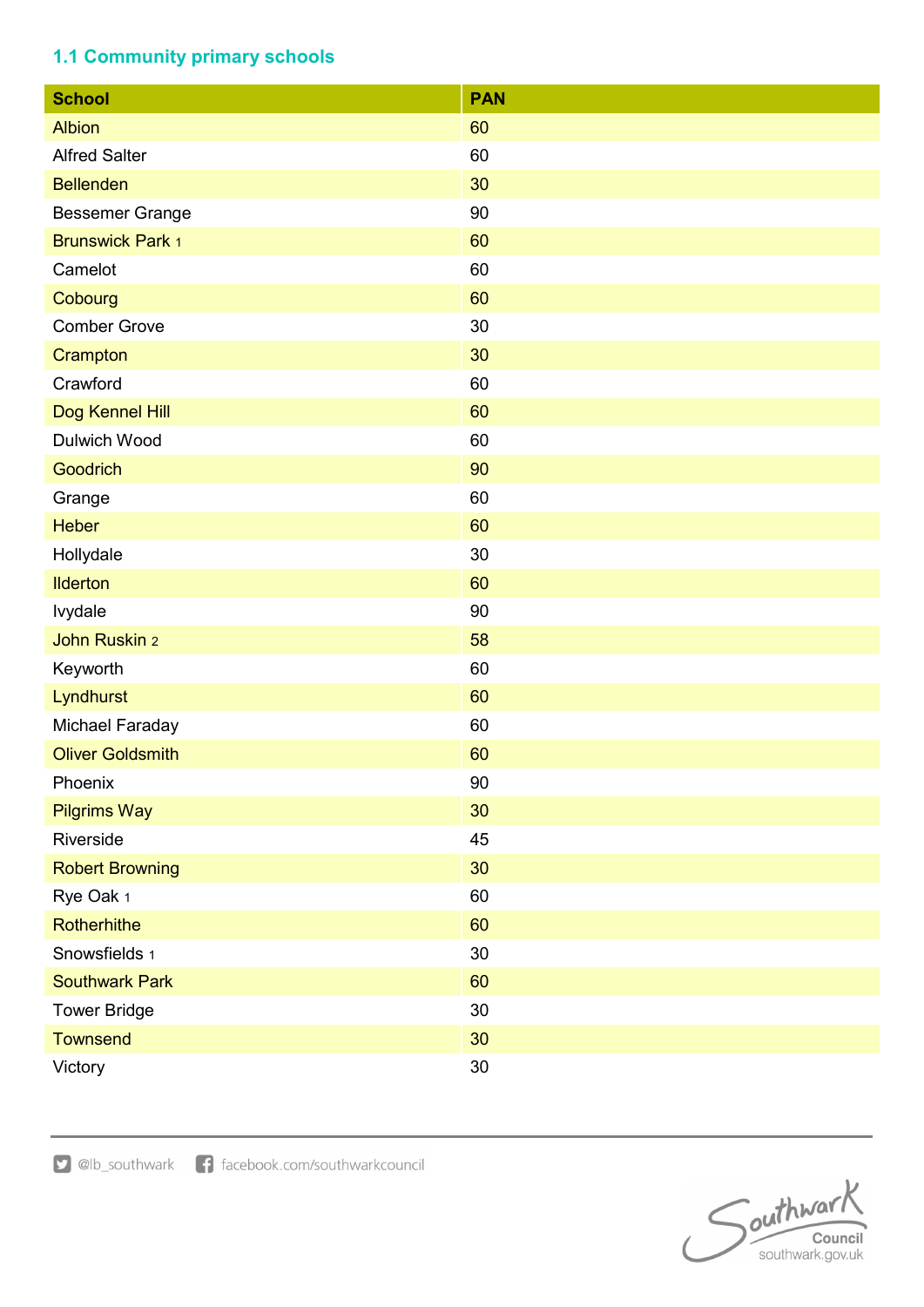## 1.1 Community primary schools

| School | PAN |
|---|---|
| Albion | 60 |
| Alfred Salter | 60 |
| Bellenden | 30 |
| Bessemer Grange | 90 |
| Brunswick Park [1] | 60 |
| Camelot | 60 |
| Cobourg | 60 |
| Comber Grove | 30 |
| Crampton | 30 |
| Crawford | 60 |
| Dog Kennel Hill | 60 |
| Dulwich Wood | 60 |
| Goodrich | 90 |
| Grange | 60 |
| Heber | 60 |
| Hollydale | 30 |
| Ilderton | 60 |
| Ivydale | 90 |
| John Ruskin [2] | 58 |
| Keyworth | 60 |
| Lyndhurst | 60 |
| Michael Faraday | 60 |
| Oliver Goldsmith | 60 |
| Phoenix | 90 |
| Pilgrims Way | 30 |
| Riverside | 45 |
| Robert Browning | 30 |
| Rye Oak [1] | 60 |
| Rotherhithe | 60 |
| Snowsfields [1] | 30 |
| Southwark Park | 60 |
| Tower Bridge | 30 |
| Townsend | 30 |
| Victory | 30 |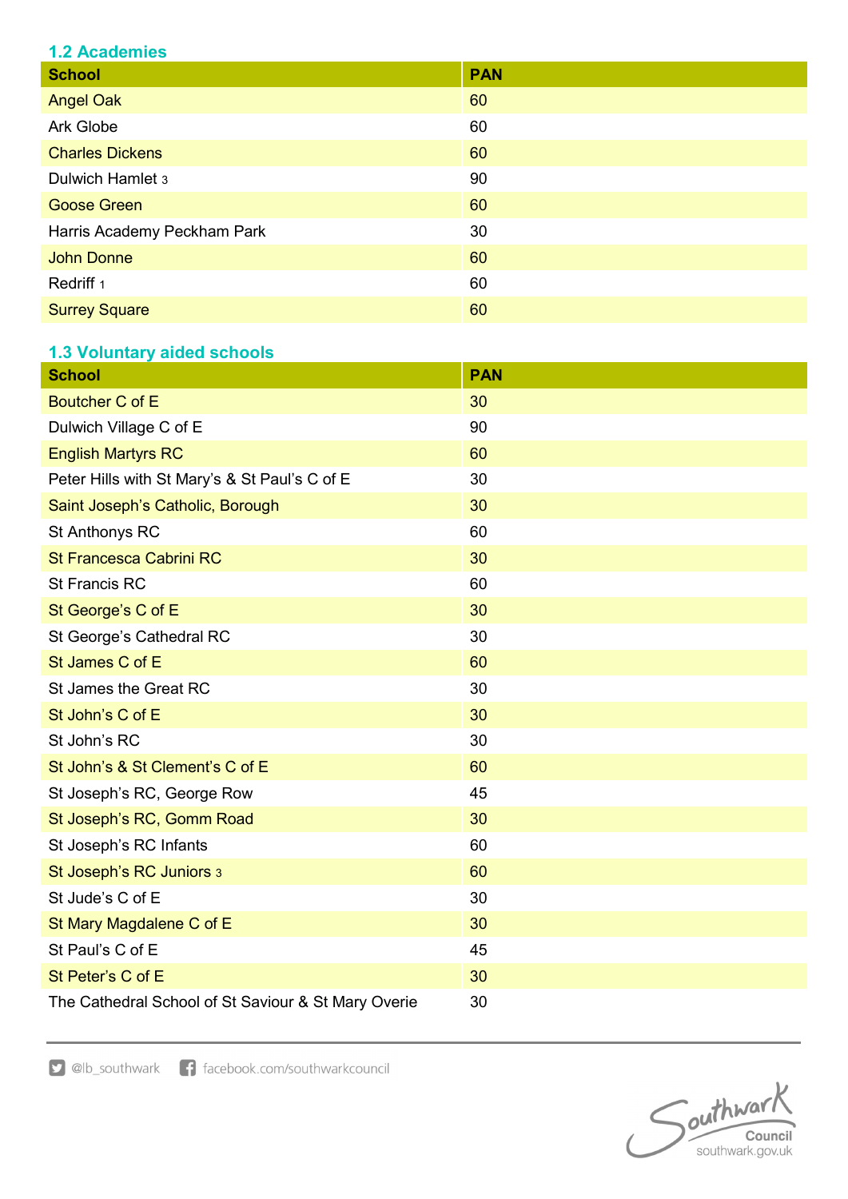### 1.2 Academies

| School | PAN |
| --- | --- |
| Angel Oak | 60 |
| Ark Globe | 60 |
| Charles Dickens | 60 |
| Dulwich Hamlet [3] | 90 |
| Goose Green | 60 |
| Harris Academy Peckham Park | 30 |
| John Donne | 60 |
| Redriff [1] | 60 |
| Surrey Square | 60 |

### 1.3 Voluntary aided schools

| School | PAN |
| --- | --- |
| Boutcher C of E | 30 |
| Dulwich Village C of E | 90 |
| English Martyrs RC | 60 |
| Peter Hills with St Mary's & St Paul's C of E | 30 |
| Saint Joseph's Catholic, Borough | 30 |
| St Anthonys RC | 60 |
| St Francesca Cabrini RC | 30 |
| St Francis RC | 60 |
| St George's C of E | 30 |
| St George's Cathedral RC | 30 |
| St James C of E | 60 |
| St James the Great RC | 30 |
| St John's C of E | 30 |
| St John's RC | 30 |
| St John's & St Clement's C of E | 60 |
| St Joseph's RC, George Row | 45 |
| St Joseph's RC, Gomm Road | 30 |
| St Joseph's RC Infants | 60 |
| St Joseph's RC Juniors [3] | 60 |
| St Jude's C of E | 30 |
| St Mary Magdalene C of E | 30 |
| St Paul's C of E | 45 |
| St Peter's C of E | 30 |
| The Cathedral School of St Saviour & St Mary Overie | 30 |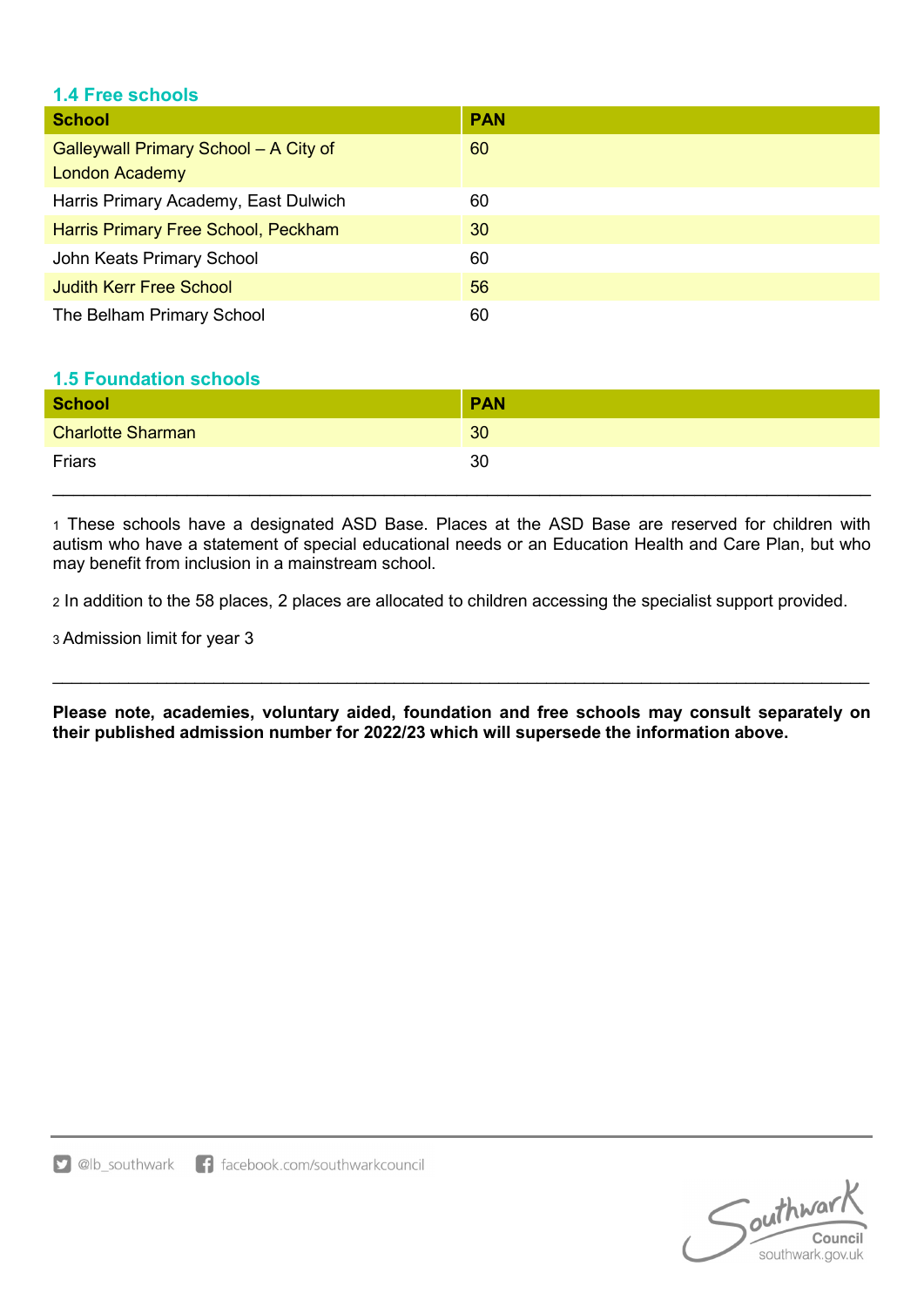### 1.4 Free schools

| School | PAN |
|---|---|
| Galleywall Primary School – A City of London Academy | 60 |
| Harris Primary Academy, East Dulwich | 60 |
| Harris Primary Free School, Peckham | 30 |
| John Keats Primary School | 60 |
| Judith Kerr Free School | 56 |
| The Belham Primary School | 60 |

### 1.5 Foundation schools

| School | PAN |
|---|---|
| Charlotte Sharman | 30 |
| Friars | 30 |

---

1 These schools have a designated ASD Base. Places at the ASD Base are reserved for children with autism who have a statement of special educational needs or an Education Health and Care Plan, but who may benefit from inclusion in a mainstream school.

2 In addition to the 58 places, 2 places are allocated to children accessing the specialist support provided.

3 Admission limit for year 3

---

**Please note, academies, voluntary aided, foundation and free schools may consult separately on their published admission number for 2022/23 which will supersede the information above.**